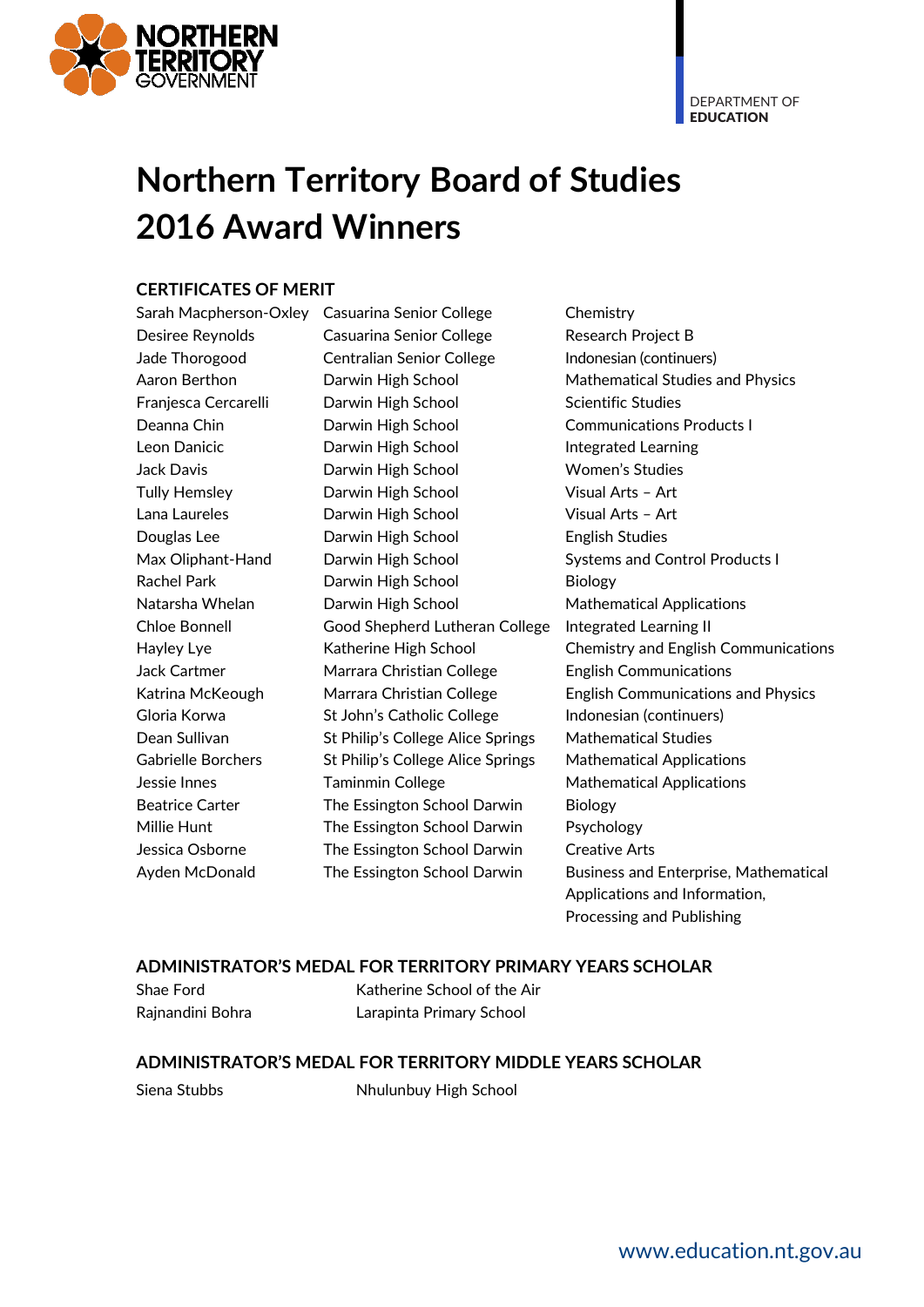DEPARTMENT OF **EDUCATION**

# Northern Territory Board of Studies 2016 Award Winners

## CERTIFICATES OF MERIT

| Name | School | Subject |
|---|---|---|
| Sarah Macpherson-Oxley | Casuarina Senior College | Chemistry |
| Desiree Reynolds | Casuarina Senior College | Research Project B |
| Jade Thorogood | Centralian Senior College | Indonesian (continuers) |
| Aaron Berthon | Darwin High School | Mathematical Studies and Physics |
| Franjesca Cercarelli | Darwin High School | Scientific Studies |
| Deanna Chin | Darwin High School | Communications Products I |
| Leon Danicic | Darwin High School | Integrated Learning |
| Jack Davis | Darwin High School | Women's Studies |
| Tully Hemsley | Darwin High School | Visual Arts – Art |
| Lana Laureles | Darwin High School | Visual Arts – Art |
| Douglas Lee | Darwin High School | English Studies |
| Max Oliphant-Hand | Darwin High School | Systems and Control Products I |
| Rachel Park | Darwin High School | Biology |
| Natarsha Whelan | Darwin High School | Mathematical Applications |
| Chloe Bonnell | Good Shepherd Lutheran College | Integrated Learning II |
| Hayley Lye | Katherine High School | Chemistry and English Communications |
| Jack Cartmer | Marrara Christian College | English Communications |
| Katrina McKeough | Marrara Christian College | English Communications and Physics |
| Gloria Korwa | St John's Catholic College | Indonesian (continuers) |
| Dean Sullivan | St Philip's College Alice Springs | Mathematical Studies |
| Gabrielle Borchers | St Philip's College Alice Springs | Mathematical Applications |
| Jessie Innes | Taminmin College | Mathematical Applications |
| Beatrice Carter | The Essington School Darwin | Biology |
| Millie Hunt | The Essington School Darwin | Psychology |
| Jessica Osborne | The Essington School Darwin | Creative Arts |
| Ayden McDonald | The Essington School Darwin | Business and Enterprise, Mathematical Applications and Information, Processing and Publishing |

## ADMINISTRATOR'S MEDAL FOR TERRITORY PRIMARY YEARS SCHOLAR

| Name | School |
|---|---|
| Shae Ford | Katherine School of the Air |
| Rajnandini Bohra | Larapinta Primary School |

## ADMINISTRATOR'S MEDAL FOR TERRITORY MIDDLE YEARS SCHOLAR

| Name | School |
|---|---|
| Siena Stubbs | Nhulunbuy High School |

www.education.nt.gov.au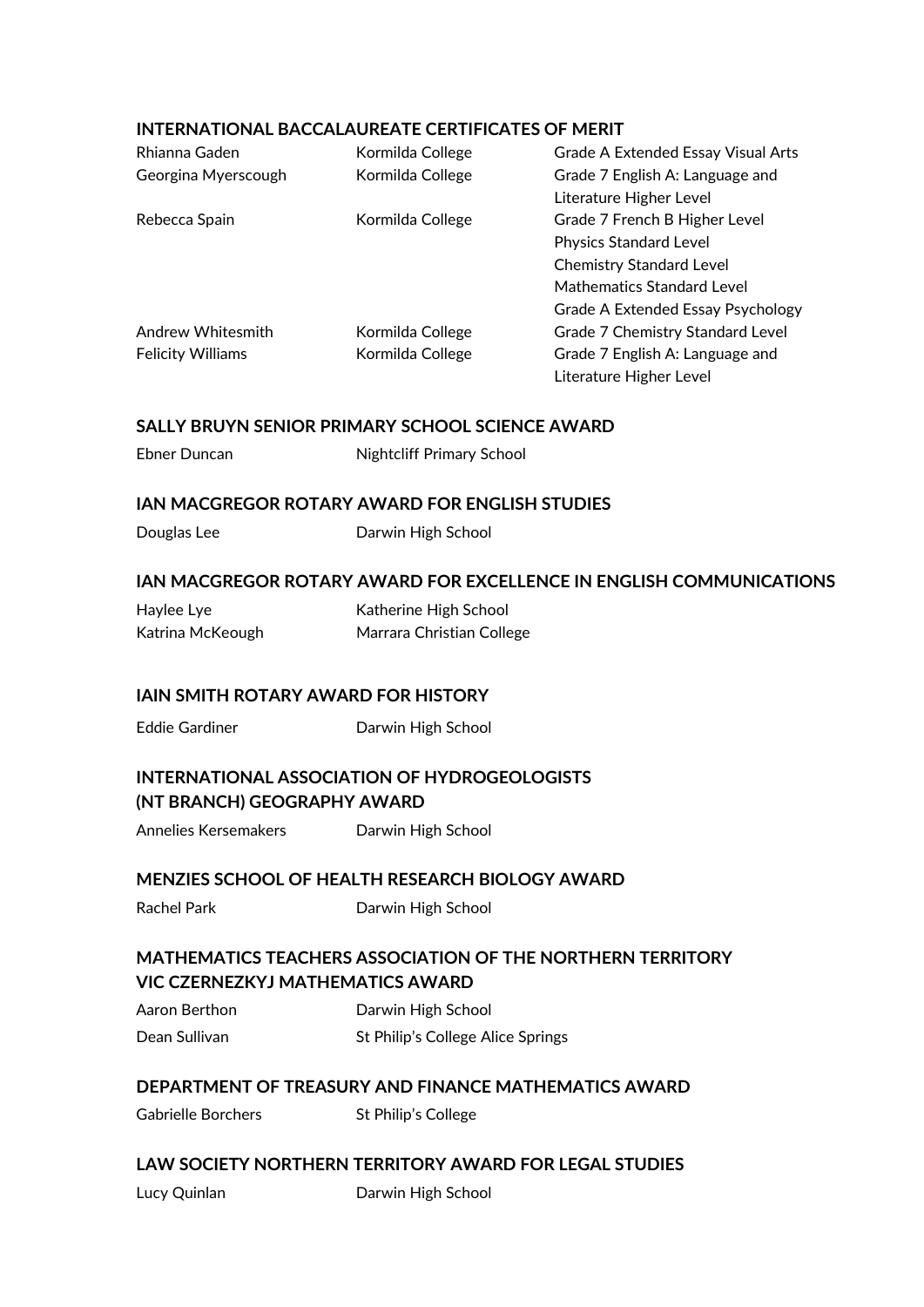## INTERNATIONAL BACCALAUREATE CERTIFICATES OF MERIT

| | | |
|---|---|---|
| Rhianna Gaden | Kormilda College | Grade A Extended Essay Visual Arts |
| Georgina Myerscough | Kormilda College | Grade 7 English A: Language and Literature Higher Level |
| Rebecca Spain | Kormilda College | Grade 7 French B Higher Level<br>Physics Standard Level<br>Chemistry Standard Level<br>Mathematics Standard Level<br>Grade A Extended Essay Psychology |
| Andrew Whitesmith | Kormilda College | Grade 7 Chemistry Standard Level |
| Felicity Williams | Kormilda College | Grade 7 English A: Language and Literature Higher Level |

## SALLY BRUYN SENIOR PRIMARY SCHOOL SCIENCE AWARD

Ebner Duncan — Nightcliff Primary School

## IAN MACGREGOR ROTARY AWARD FOR ENGLISH STUDIES

Douglas Lee — Darwin High School

## IAN MACGREGOR ROTARY AWARD FOR EXCELLENCE IN ENGLISH COMMUNICATIONS

Haylee Lye — Katherine High School
Katrina McKeough — Marrara Christian College

## IAIN SMITH ROTARY AWARD FOR HISTORY

Eddie Gardiner — Darwin High School

## INTERNATIONAL ASSOCIATION OF HYDROGEOLOGISTS (NT BRANCH) GEOGRAPHY AWARD

Annelies Kersemakers — Darwin High School

## MENZIES SCHOOL OF HEALTH RESEARCH BIOLOGY AWARD

Rachel Park — Darwin High School

## MATHEMATICS TEACHERS ASSOCIATION OF THE NORTHERN TERRITORY VIC CZERNEZKYJ MATHEMATICS AWARD

Aaron Berthon — Darwin High School
Dean Sullivan — St Philip's College Alice Springs

## DEPARTMENT OF TREASURY AND FINANCE MATHEMATICS AWARD

Gabrielle Borchers — St Philip's College

## LAW SOCIETY NORTHERN TERRITORY AWARD FOR LEGAL STUDIES

Lucy Quinlan — Darwin High School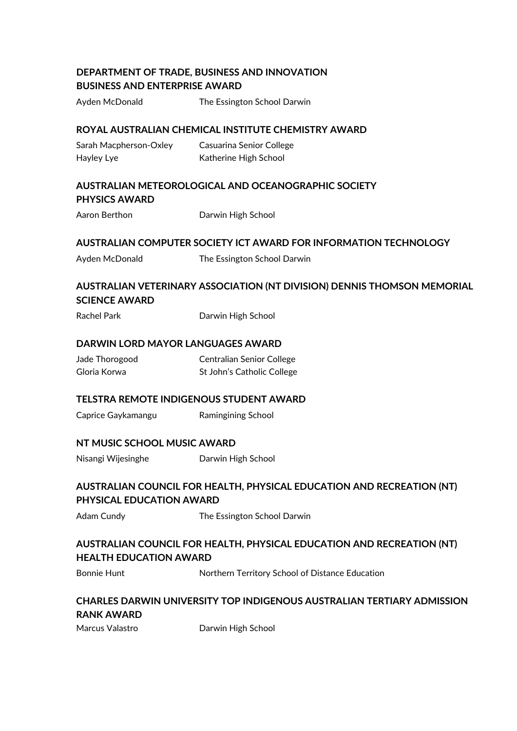**DEPARTMENT OF TRADE, BUSINESS AND INNOVATION BUSINESS AND ENTERPRISE AWARD**

| | |
|---|---|
| Ayden McDonald | The Essington School Darwin |

**ROYAL AUSTRALIAN CHEMICAL INSTITUTE CHEMISTRY AWARD**

| | |
|---|---|
| Sarah Macpherson-Oxley | Casuarina Senior College |
| Hayley Lye | Katherine High School |

**AUSTRALIAN METEOROLOGICAL AND OCEANOGRAPHIC SOCIETY PHYSICS AWARD**

| | |
|---|---|
| Aaron Berthon | Darwin High School |

**AUSTRALIAN COMPUTER SOCIETY ICT AWARD FOR INFORMATION TECHNOLOGY**

| | |
|---|---|
| Ayden McDonald | The Essington School Darwin |

**AUSTRALIAN VETERINARY ASSOCIATION (NT DIVISION) DENNIS THOMSON MEMORIAL SCIENCE AWARD**

| | |
|---|---|
| Rachel Park | Darwin High School |

**DARWIN LORD MAYOR LANGUAGES AWARD**

| | |
|---|---|
| Jade Thorogood | Centralian Senior College |
| Gloria Korwa | St John's Catholic College |

**TELSTRA REMOTE INDIGENOUS STUDENT AWARD**

| | |
|---|---|
| Caprice Gaykamangu | Ramingining School |

**NT MUSIC SCHOOL MUSIC AWARD**

| | |
|---|---|
| Nisangi Wijesinghe | Darwin High School |

**AUSTRALIAN COUNCIL FOR HEALTH, PHYSICAL EDUCATION AND RECREATION (NT) PHYSICAL EDUCATION AWARD**

| | |
|---|---|
| Adam Cundy | The Essington School Darwin |

**AUSTRALIAN COUNCIL FOR HEALTH, PHYSICAL EDUCATION AND RECREATION (NT) HEALTH EDUCATION AWARD**

| | |
|---|---|
| Bonnie Hunt | Northern Territory School of Distance Education |

**CHARLES DARWIN UNIVERSITY TOP INDIGENOUS AUSTRALIAN TERTIARY ADMISSION RANK AWARD**

| | |
|---|---|
| Marcus Valastro | Darwin High School |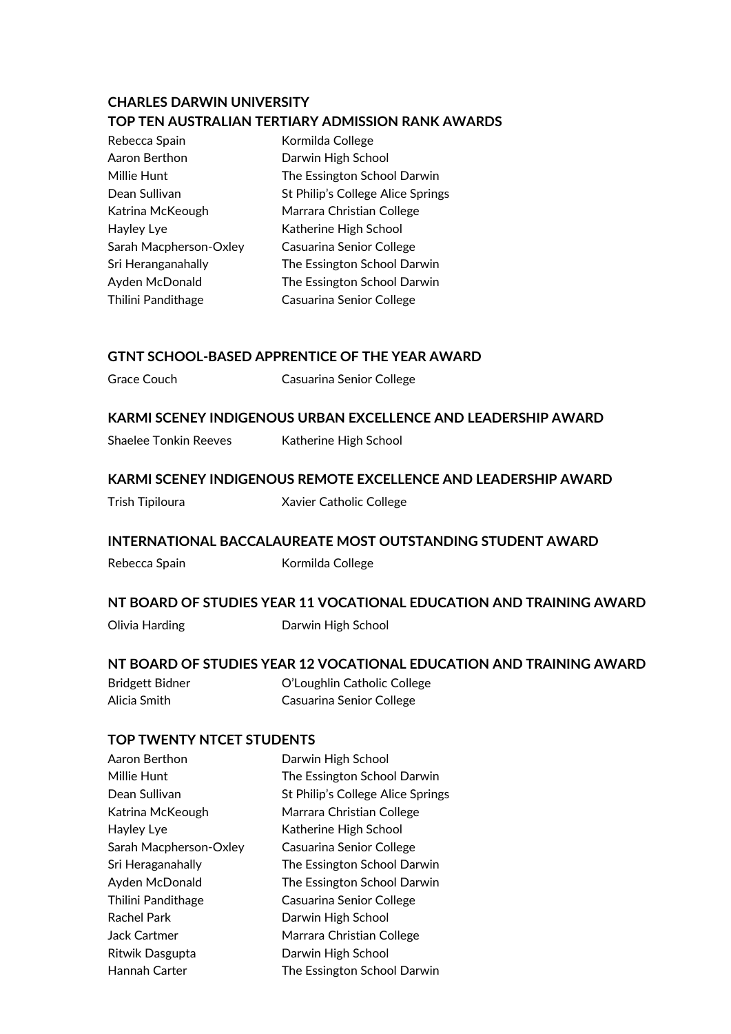**CHARLES DARWIN UNIVERSITY**

**TOP TEN AUSTRALIAN TERTIARY ADMISSION RANK AWARDS**

| | |
|---|---|
| Rebecca Spain | Kormilda College |
| Aaron Berthon | Darwin High School |
| Millie Hunt | The Essington School Darwin |
| Dean Sullivan | St Philip's College Alice Springs |
| Katrina McKeough | Marrara Christian College |
| Hayley Lye | Katherine High School |
| Sarah Macpherson-Oxley | Casuarina Senior College |
| Sri Heranganahally | The Essington School Darwin |
| Ayden McDonald | The Essington School Darwin |
| Thilini Pandithage | Casuarina Senior College |

**GTNT SCHOOL-BASED APPRENTICE OF THE YEAR AWARD**

| | |
|---|---|
| Grace Couch | Casuarina Senior College |

**KARMI SCENEY INDIGENOUS URBAN EXCELLENCE AND LEADERSHIP AWARD**

| | |
|---|---|
| Shaelee Tonkin Reeves | Katherine High School |

**KARMI SCENEY INDIGENOUS REMOTE EXCELLENCE AND LEADERSHIP AWARD**

| | |
|---|---|
| Trish Tipiloura | Xavier Catholic College |

**INTERNATIONAL BACCALAUREATE MOST OUTSTANDING STUDENT AWARD**

| | |
|---|---|
| Rebecca Spain | Kormilda College |

**NT BOARD OF STUDIES YEAR 11 VOCATIONAL EDUCATION AND TRAINING AWARD**

| | |
|---|---|
| Olivia Harding | Darwin High School |

**NT BOARD OF STUDIES YEAR 12 VOCATIONAL EDUCATION AND TRAINING AWARD**

| | |
|---|---|
| Bridgett Bidner | O'Loughlin Catholic College |
| Alicia Smith | Casuarina Senior College |

**TOP TWENTY NTCET STUDENTS**

| | |
|---|---|
| Aaron Berthon | Darwin High School |
| Millie Hunt | The Essington School Darwin |
| Dean Sullivan | St Philip's College Alice Springs |
| Katrina McKeough | Marrara Christian College |
| Hayley Lye | Katherine High School |
| Sarah Macpherson-Oxley | Casuarina Senior College |
| Sri Heraganahally | The Essington School Darwin |
| Ayden McDonald | The Essington School Darwin |
| Thilini Pandithage | Casuarina Senior College |
| Rachel Park | Darwin High School |
| Jack Cartmer | Marrara Christian College |
| Ritwik Dasgupta | Darwin High School |
| Hannah Carter | The Essington School Darwin |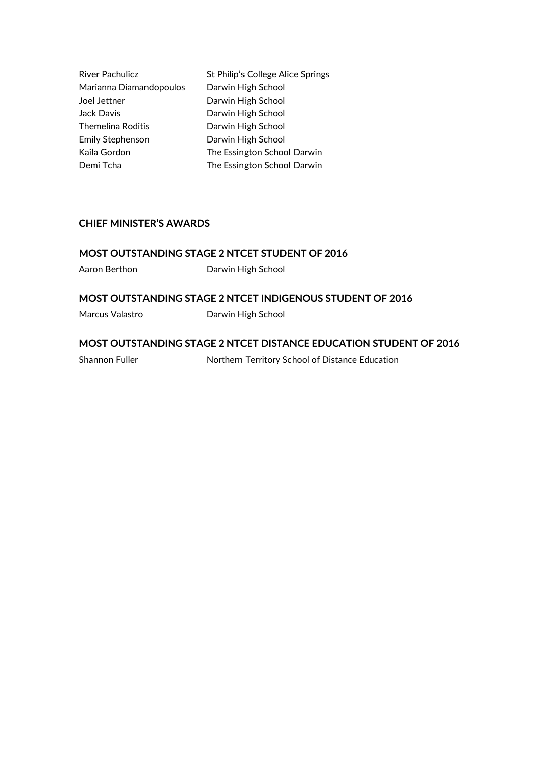| | |
|---|---|
| River Pachulicz | St Philip's College Alice Springs |
| Marianna Diamandopoulos | Darwin High School |
| Joel Jettner | Darwin High School |
| Jack Davis | Darwin High School |
| Themelina Roditis | Darwin High School |
| Emily Stephenson | Darwin High School |
| Kaila Gordon | The Essington School Darwin |
| Demi Tcha | The Essington School Darwin |

## CHIEF MINISTER'S AWARDS

### MOST OUTSTANDING STAGE 2 NTCET STUDENT OF 2016

| | |
|---|---|
| Aaron Berthon | Darwin High School |

### MOST OUTSTANDING STAGE 2 NTCET INDIGENOUS STUDENT OF 2016

| | |
|---|---|
| Marcus Valastro | Darwin High School |

### MOST OUTSTANDING STAGE 2 NTCET DISTANCE EDUCATION STUDENT OF 2016

| | |
|---|---|
| Shannon Fuller | Northern Territory School of Distance Education |